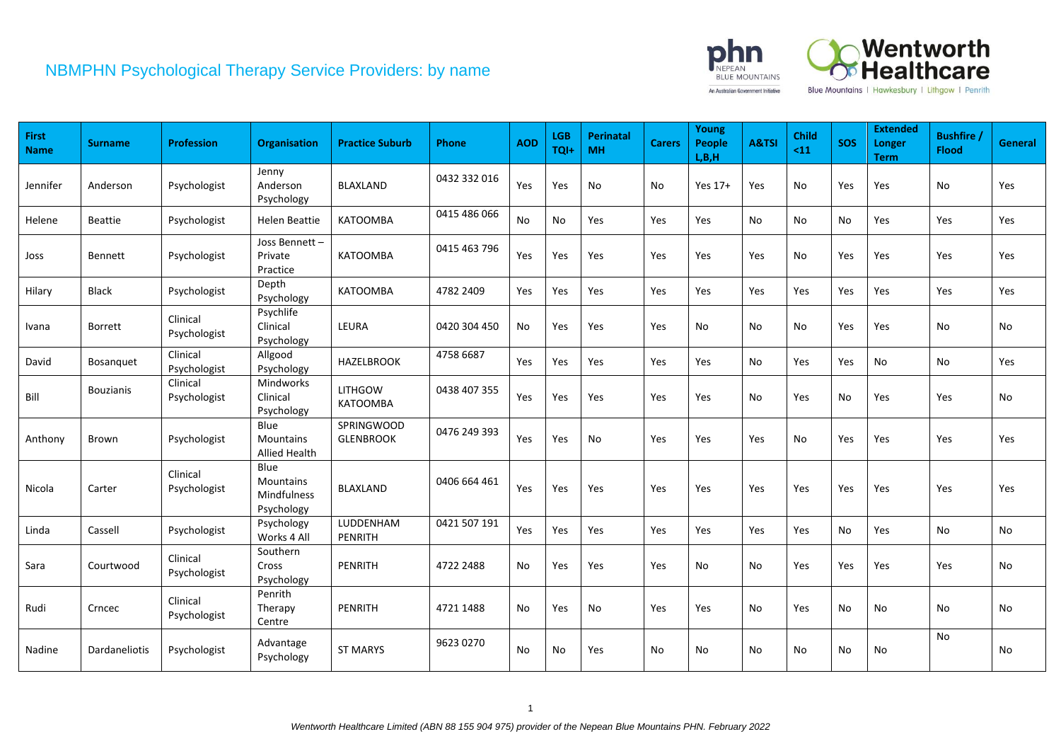# NBMPHN Psychological Therapy Service Providers: by name

| First Name | Surname | Profession | Organisation | Practice Suburb | Phone | AOD | LGB TQI+ | Perinatal MH | Carers | Young People L,B,H | A&TSI | Child <11 | SOS | Extended Longer Term | Bushfire / Flood | General |
|---|---|---|---|---|---|---|---|---|---|---|---|---|---|---|---|---|
| Jennifer | Anderson | Psychologist | Jenny Anderson Psychology | BLAXLAND | 0432 332 016 | Yes | Yes | No | No | Yes 17+ | Yes | No | Yes | Yes | No | Yes |
| Helene | Beattie | Psychologist | Helen Beattie | KATOOMBA | 0415 486 066 | No | No | Yes | Yes | Yes | No | No | No | Yes | Yes | Yes |
| Joss | Bennett | Psychologist | Joss Bennett – Private Practice | KATOOMBA | 0415 463 796 | Yes | Yes | Yes | Yes | Yes | Yes | No | Yes | Yes | Yes | Yes |
| Hilary | Black | Psychologist | Depth Psychology | KATOOMBA | 4782 2409 | Yes | Yes | Yes | Yes | Yes | Yes | Yes | Yes | Yes | Yes | Yes |
| Ivana | Borrett | Clinical Psychologist | Psychlife Clinical Psychology | LEURA | 0420 304 450 | No | Yes | Yes | Yes | No | No | No | Yes | Yes | No | No |
| David | Bosanquet | Clinical Psychologist | Allgood Psychology | HAZELBROOK | 4758 6687 | Yes | Yes | Yes | Yes | Yes | No | Yes | Yes | No | No | Yes |
| Bill | Bouzianis | Clinical Psychologist | Mindworks Clinical Psychology | LITHGOW KATOOMBA | 0438 407 355 | Yes | Yes | Yes | Yes | Yes | No | Yes | No | Yes | Yes | No |
| Anthony | Brown | Psychologist | Blue Mountains Allied Health | SPRINGWOOD GLENBROOK | 0476 249 393 | Yes | Yes | No | Yes | Yes | Yes | No | Yes | Yes | Yes | Yes |
| Nicola | Carter | Clinical Psychologist | Blue Mountains Mindfulness Psychology | BLAXLAND | 0406 664 461 | Yes | Yes | Yes | Yes | Yes | Yes | Yes | Yes | Yes | Yes | Yes |
| Linda | Cassell | Psychologist | Psychology Works 4 All | LUDDENHAM PENRITH | 0421 507 191 | Yes | Yes | Yes | Yes | Yes | Yes | Yes | No | Yes | No | No |
| Sara | Courtwood | Clinical Psychologist | Southern Cross Psychology | PENRITH | 4722 2488 | No | Yes | Yes | Yes | No | No | Yes | Yes | Yes | Yes | No |
| Rudi | Crncec | Clinical Psychologist | Penrith Therapy Centre | PENRITH | 4721 1488 | No | Yes | No | Yes | Yes | No | Yes | No | No | No | No |
| Nadine | Dardaneliotis | Psychologist | Advantage Psychology | ST MARYS | 9623 0270 | No | No | Yes | No | No | No | No | No | No | No | No |

*Wentworth Healthcare Limited (ABN 88 155 904 975) provider of the Nepean Blue Mountains PHN. February 2022*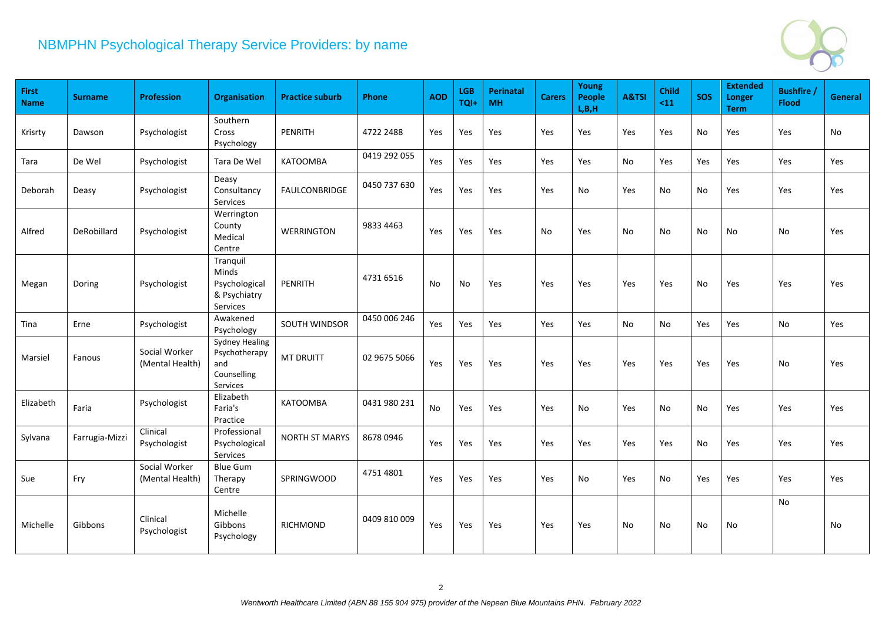## NBMPHN Psychological Therapy Service Providers: by name

| First Name | Surname | Profession | Organisation | Practice suburb | Phone | AOD | LGB TQI+ | Perinatal MH | Carers | Young People L,B,H | A&TSI | Child <11 | SOS | Extended Longer Term | Bushfire / Flood | General |
|---|---|---|---|---|---|---|---|---|---|---|---|---|---|---|---|---|
| Krisrty | Dawson | Psychologist | Southern Cross Psychology | PENRITH | 4722 2488 | Yes | Yes | Yes | Yes | Yes | Yes | Yes | No | Yes | Yes | No |
| Tara | De Wel | Psychologist | Tara De Wel | KATOOMBA | 0419 292 055 | Yes | Yes | Yes | Yes | Yes | No | Yes | Yes | Yes | Yes | Yes |
| Deborah | Deasy | Psychologist | Deasy Consultancy Services | FAULCONBRIDGE | 0450 737 630 | Yes | Yes | Yes | Yes | No | Yes | No | No | Yes | Yes | Yes |
| Alfred | DeRobillard | Psychologist | Werrington County Medical Centre | WERRINGTON | 9833 4463 | Yes | Yes | Yes | No | Yes | No | No | No | No | No | Yes |
| Megan | Doring | Psychologist | Tranquil Minds Psychological & Psychiatry Services | PENRITH | 4731 6516 | No | No | Yes | Yes | Yes | Yes | Yes | No | Yes | Yes | Yes |
| Tina | Erne | Psychologist | Awakened Psychology | SOUTH WINDSOR | 0450 006 246 | Yes | Yes | Yes | Yes | Yes | No | No | Yes | Yes | No | Yes |
| Marsiel | Fanous | Social Worker (Mental Health) | Sydney Healing Psychotherapy and Counselling Services | MT DRUITT | 02 9675 5066 | Yes | Yes | Yes | Yes | Yes | Yes | Yes | Yes | Yes | No | Yes |
| Elizabeth | Faria | Psychologist | Elizabeth Faria's Practice | KATOOMBA | 0431 980 231 | No | Yes | Yes | Yes | No | Yes | No | No | Yes | Yes | Yes |
| Sylvana | Farrugia-Mizzi | Clinical Psychologist | Professional Psychological Services | NORTH ST MARYS | 8678 0946 | Yes | Yes | Yes | Yes | Yes | Yes | Yes | No | Yes | Yes | Yes |
| Sue | Fry | Social Worker (Mental Health) | Blue Gum Therapy Centre | SPRINGWOOD | 4751 4801 | Yes | Yes | Yes | Yes | No | Yes | No | Yes | Yes | Yes | Yes |
| Michelle | Gibbons | Clinical Psychologist | Michelle Gibbons Psychology | RICHMOND | 0409 810 009 | Yes | Yes | Yes | Yes | Yes | No | No | No | No | No | No |

*Wentworth Healthcare Limited (ABN 88 155 904 975) provider of the Nepean Blue Mountains PHN. February 2022*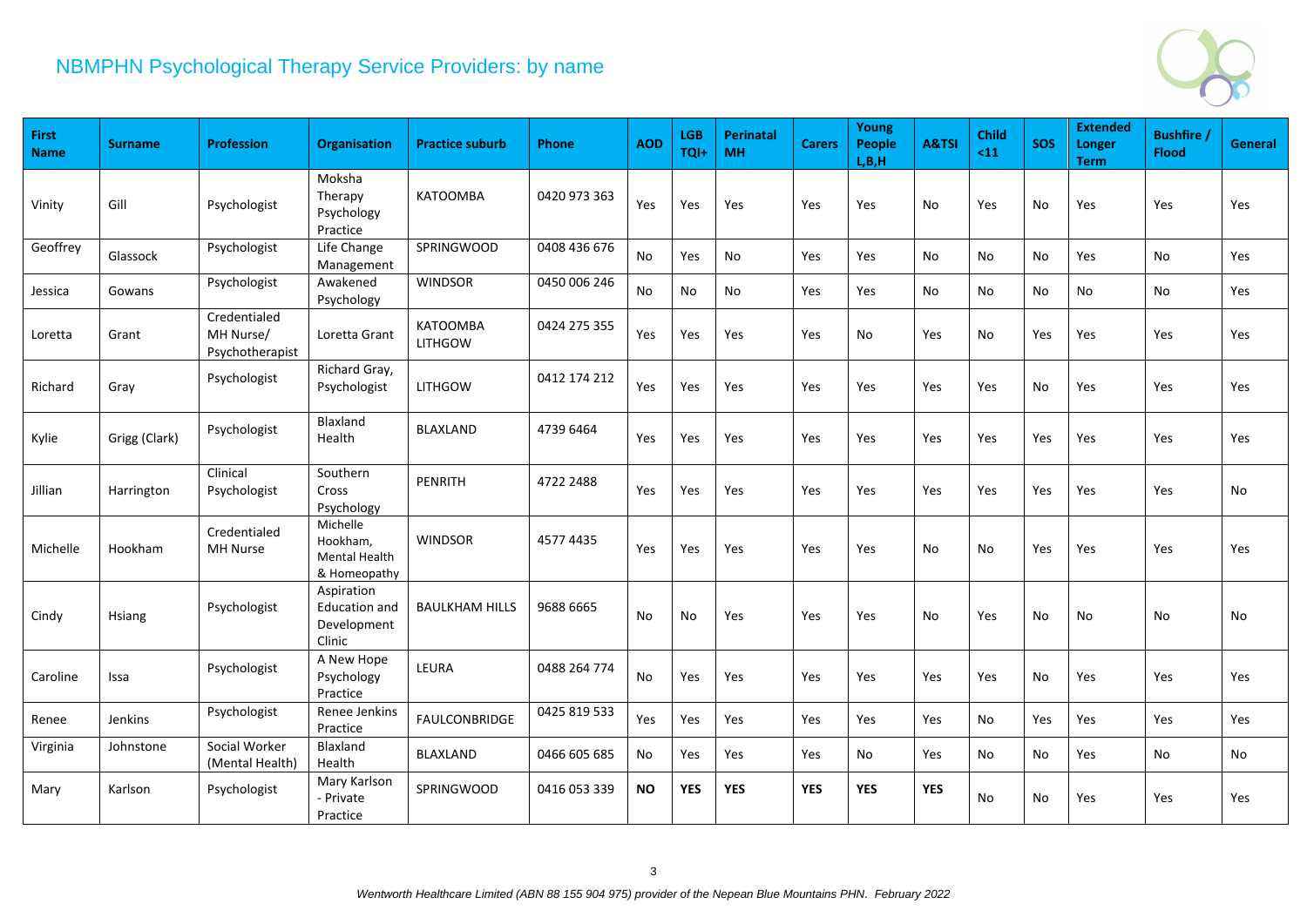# NBMPHN Psychological Therapy Service Providers: by name

| First Name | Surname | Profession | Organisation | Practice suburb | Phone | AOD | LGB TQI+ | Perinatal MH | Carers | Young People L,B,H | A&TSI | Child <11 | SOS | Extended Longer Term | Bushfire / Flood | General |
|---|---|---|---|---|---|---|---|---|---|---|---|---|---|---|---|---|
| Vinity | Gill | Psychologist | Moksha Therapy Psychology Practice | KATOOMBA | 0420 973 363 | Yes | Yes | Yes | Yes | Yes | No | Yes | No | Yes | Yes | Yes |
| Geoffrey | Glassock | Psychologist | Life Change Management | SPRINGWOOD | 0408 436 676 | No | Yes | No | Yes | Yes | No | No | No | Yes | No | Yes |
| Jessica | Gowans | Psychologist | Awakened Psychology | WINDSOR | 0450 006 246 | No | No | No | Yes | Yes | No | No | No | No | No | Yes |
| Loretta | Grant | Credentialed MH Nurse/ Psychotherapist | Loretta Grant | KATOOMBA LITHGOW | 0424 275 355 | Yes | Yes | Yes | Yes | No | Yes | No | Yes | Yes | Yes | Yes |
| Richard | Gray | Psychologist | Richard Gray, Psychologist | LITHGOW | 0412 174 212 | Yes | Yes | Yes | Yes | Yes | Yes | Yes | No | Yes | Yes | Yes |
| Kylie | Grigg (Clark) | Psychologist | Blaxland Health | BLAXLAND | 4739 6464 | Yes | Yes | Yes | Yes | Yes | Yes | Yes | Yes | Yes | Yes | Yes |
| Jillian | Harrington | Clinical Psychologist | Southern Cross Psychology | PENRITH | 4722 2488 | Yes | Yes | Yes | Yes | Yes | Yes | Yes | Yes | Yes | Yes | No |
| Michelle | Hookham | Credentialed MH Nurse | Michelle Hookham, Mental Health & Homeopathy | WINDSOR | 4577 4435 | Yes | Yes | Yes | Yes | Yes | No | No | Yes | Yes | Yes | Yes |
| Cindy | Hsiang | Psychologist | Aspiration Education and Development Clinic | BAULKHAM HILLS | 9688 6665 | No | No | Yes | Yes | Yes | No | Yes | No | No | No | No |
| Caroline | Issa | Psychologist | A New Hope Psychology Practice | LEURA | 0488 264 774 | No | Yes | Yes | Yes | Yes | Yes | Yes | No | Yes | Yes | Yes |
| Renee | Jenkins | Psychologist | Renee Jenkins Practice | FAULCONBRIDGE | 0425 819 533 | Yes | Yes | Yes | Yes | Yes | Yes | No | Yes | Yes | Yes | Yes |
| Virginia | Johnstone | Social Worker (Mental Health) | Blaxland Health | BLAXLAND | 0466 605 685 | No | Yes | Yes | Yes | No | Yes | No | No | Yes | No | No |
| Mary | Karlson | Psychologist | Mary Karlson - Private Practice | SPRINGWOOD | 0416 053 339 | **NO** | **YES** | **YES** | **YES** | **YES** | **YES** | No | No | Yes | Yes | Yes |

*Wentworth Healthcare Limited (ABN 88 155 904 975) provider of the Nepean Blue Mountains PHN. February 2022*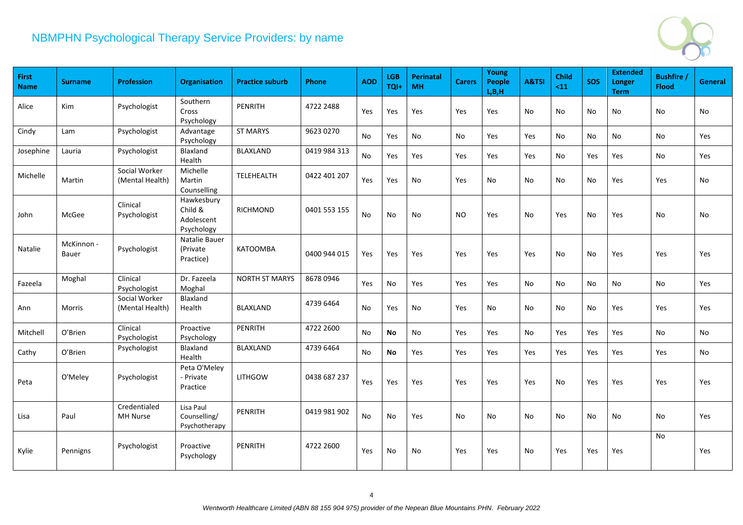# NBMPHN Psychological Therapy Service Providers: by name

| First Name | Surname | Profession | Organisation | Practice suburb | Phone | AOD | LGB TQI+ | Perinatal MH | Carers | Young People L,B,H | A&TSI | Child <11 | SOS | Extended Longer Term | Bushfire / Flood | General |
|---|---|---|---|---|---|---|---|---|---|---|---|---|---|---|---|---|
| Alice | Kim | Psychologist | Southern Cross Psychology | PENRITH | 4722 2488 | Yes | Yes | Yes | Yes | Yes | No | No | No | No | No | No |
| Cindy | Lam | Psychologist | Advantage Psychology | ST MARYS | 9623 0270 | No | Yes | No | No | Yes | Yes | No | No | No | No | Yes |
| Josephine | Lauria | Psychologist | Blaxland Health | BLAXLAND | 0419 984 313 | No | Yes | Yes | Yes | Yes | Yes | No | Yes | Yes | No | Yes |
| Michelle | Martin | Social Worker (Mental Health) | Michelle Martin Counselling | TELEHEALTH | 0422 401 207 | Yes | Yes | No | Yes | No | No | No | No | Yes | Yes | No |
| John | McGee | Clinical Psychologist | Hawkesbury Child & Adolescent Psychology | RICHMOND | 0401 553 155 | No | No | No | NO | Yes | No | Yes | No | Yes | No | No |
| Natalie | McKinnon - Bauer | Psychologist | Natalie Bauer (Private Practice) | KATOOMBA | 0400 944 015 | Yes | Yes | Yes | Yes | Yes | Yes | No | No | Yes | Yes | Yes |
| Fazeela | Moghal | Clinical Psychologist | Dr. Fazeela Moghal | NORTH ST MARYS | 8678 0946 | Yes | No | Yes | Yes | Yes | No | No | No | No | No | Yes |
| Ann | Morris | Social Worker (Mental Health) | Blaxland Health | BLAXLAND | 4739 6464 | No | Yes | No | Yes | No | No | No | No | Yes | Yes | Yes |
| Mitchell | O'Brien | Clinical Psychologist | Proactive Psychology | PENRITH | 4722 2600 | No | **No** | No | Yes | Yes | No | Yes | Yes | Yes | No | No |
| Cathy | O'Brien | Psychologist | Blaxland Health | BLAXLAND | 4739 6464 | No | **No** | Yes | Yes | Yes | Yes | Yes | Yes | Yes | Yes | No |
| Peta | O'Meley | Psychologist | Peta O'Meley - Private Practice | LITHGOW | 0438 687 237 | Yes | Yes | Yes | Yes | Yes | Yes | No | Yes | Yes | Yes | Yes |
| Lisa | Paul | Credentialed MH Nurse | Lisa Paul Counselling/ Psychotherapy | PENRITH | 0419 981 902 | No | No | Yes | No | No | No | No | No | No | No | Yes |
| Kylie | Pennigns | Psychologist | Proactive Psychology | PENRITH | 4722 2600 | Yes | No | No | Yes | Yes | No | Yes | Yes | Yes | No | Yes |

*Wentworth Healthcare Limited (ABN 88 155 904 975) provider of the Nepean Blue Mountains PHN. February 2022*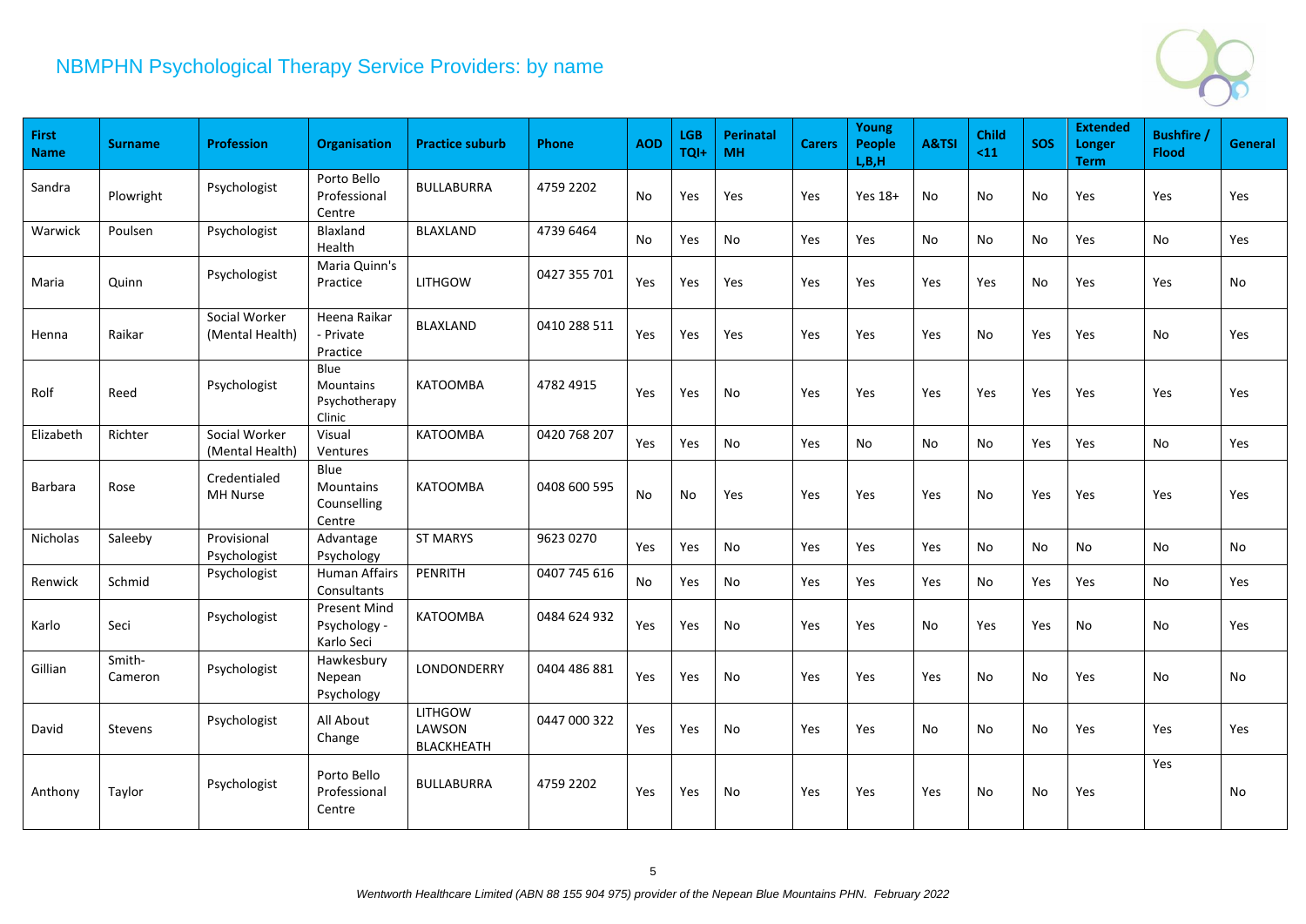## NBMPHN Psychological Therapy Service Providers: by name

| First Name | Surname | Profession | Organisation | Practice suburb | Phone | AOD | LGB TQI+ | Perinatal MH | Carers | Young People L,B,H | A&TSI | Child <11 | SOS | Extended Longer Term | Bushfire / Flood | General |
|---|---|---|---|---|---|---|---|---|---|---|---|---|---|---|---|---|
| Sandra | Plowright | Psychologist | Porto Bello Professional Centre | BULLABURRA | 4759 2202 | No | Yes | Yes | Yes | Yes 18+ | No | No | No | Yes | Yes | Yes |
| Warwick | Poulsen | Psychologist | Blaxland Health | BLAXLAND | 4739 6464 | No | Yes | No | Yes | Yes | No | No | No | Yes | No | Yes |
| Maria | Quinn | Psychologist | Maria Quinn's Practice | LITHGOW | 0427 355 701 | Yes | Yes | Yes | Yes | Yes | Yes | Yes | No | Yes | Yes | No |
| Henna | Raikar | Social Worker (Mental Health) | Heena Raikar - Private Practice | BLAXLAND | 0410 288 511 | Yes | Yes | Yes | Yes | Yes | Yes | No | Yes | Yes | No | Yes |
| Rolf | Reed | Psychologist | Blue Mountains Psychotherapy Clinic | KATOOMBA | 4782 4915 | Yes | Yes | No | Yes | Yes | Yes | Yes | Yes | Yes | Yes | Yes |
| Elizabeth | Richter | Social Worker (Mental Health) | Visual Ventures | KATOOMBA | 0420 768 207 | Yes | Yes | No | Yes | No | No | No | Yes | Yes | No | Yes |
| Barbara | Rose | Credentialed MH Nurse | Blue Mountains Counselling Centre | KATOOMBA | 0408 600 595 | No | No | Yes | Yes | Yes | Yes | No | Yes | Yes | Yes | Yes |
| Nicholas | Saleeby | Provisional Psychologist | Advantage Psychology | ST MARYS | 9623 0270 | Yes | Yes | No | Yes | Yes | Yes | No | No | No | No | No |
| Renwick | Schmid | Psychologist | Human Affairs Consultants | PENRITH | 0407 745 616 | No | Yes | No | Yes | Yes | Yes | No | Yes | Yes | No | Yes |
| Karlo | Seci | Psychologist | Present Mind Psychology - Karlo Seci | KATOOMBA | 0484 624 932 | Yes | Yes | No | Yes | Yes | No | Yes | Yes | No | No | Yes |
| Gillian | Smith-Cameron | Psychologist | Hawkesbury Nepean Psychology | LONDONDERRY | 0404 486 881 | Yes | Yes | No | Yes | Yes | Yes | No | No | Yes | No | No |
| David | Stevens | Psychologist | All About Change | LITHGOW LAWSON BLACKHEATH | 0447 000 322 | Yes | Yes | No | Yes | Yes | No | No | No | Yes | Yes | Yes |
| Anthony | Taylor | Psychologist | Porto Bello Professional Centre | BULLABURRA | 4759 2202 | Yes | Yes | No | Yes | Yes | Yes | No | No | Yes | Yes | No |

*Wentworth Healthcare Limited (ABN 88 155 904 975) provider of the Nepean Blue Mountains PHN. February 2022*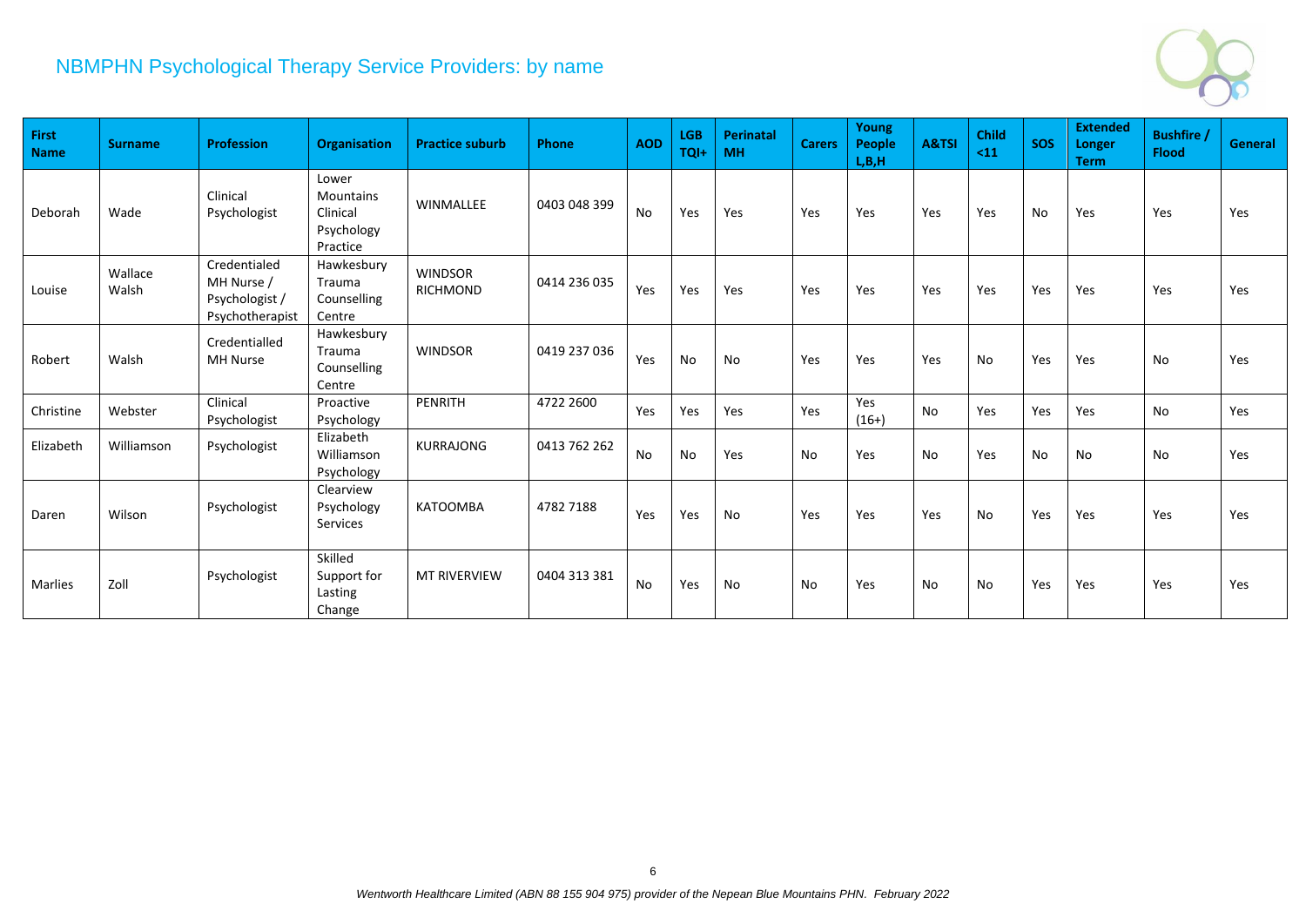# NBMPHN Psychological Therapy Service Providers: by name

| First Name | Surname | Profession | Organisation | Practice suburb | Phone | AOD | LGB TQI+ | Perinatal MH | Carers | Young People L,B,H | A&TSI | Child <11 | SOS | Extended Longer Term | Bushfire / Flood | General |
|---|---|---|---|---|---|---|---|---|---|---|---|---|---|---|---|---|
| Deborah | Wade | Clinical Psychologist | Lower Mountains Clinical Psychology Practice | WINMALLEE | 0403 048 399 | No | Yes | Yes | Yes | Yes | Yes | Yes | No | Yes | Yes | Yes |
| Louise | Wallace Walsh | Credentialed MH Nurse / Psychologist / Psychotherapist | Hawkesbury Trauma Counselling Centre | WINDSOR RICHMOND | 0414 236 035 | Yes | Yes | Yes | Yes | Yes | Yes | Yes | Yes | Yes | Yes | Yes |
| Robert | Walsh | Credentialled MH Nurse | Hawkesbury Trauma Counselling Centre | WINDSOR | 0419 237 036 | Yes | No | No | Yes | Yes | Yes | No | Yes | Yes | No | Yes |
| Christine | Webster | Clinical Psychologist | Proactive Psychology | PENRITH | 4722 2600 | Yes | Yes | Yes | Yes | Yes (16+) | No | Yes | Yes | Yes | No | Yes |
| Elizabeth | Williamson | Psychologist | Elizabeth Williamson Psychology | KURRAJONG | 0413 762 262 | No | No | Yes | No | Yes | No | Yes | No | No | No | Yes |
| Daren | Wilson | Psychologist | Clearview Psychology Services | KATOOMBA | 4782 7188 | Yes | Yes | No | Yes | Yes | Yes | No | Yes | Yes | Yes | Yes |
| Marlies | Zoll | Psychologist | Skilled Support for Lasting Change | MT RIVERVIEW | 0404 313 381 | No | Yes | No | No | Yes | No | No | Yes | Yes | Yes | Yes |

*Wentworth Healthcare Limited (ABN 88 155 904 975) provider of the Nepean Blue Mountains PHN. February 2022*